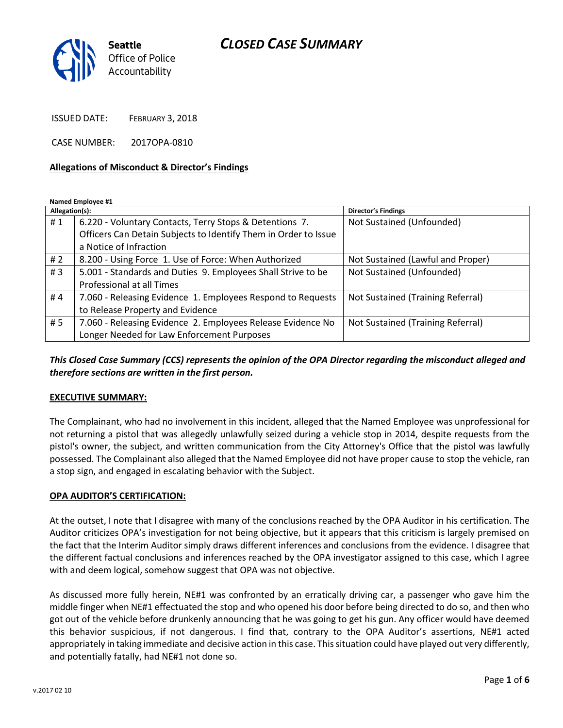# CLOSED CASE SUMMARY

Seattle Office of Police Accountability

ISSUED DATE: FEBRUARY 3, 2018

CASE NUMBER: 2017OPA-0810

**Allegations of Misconduct & Director's Findings**

**Named Employee #1**

| Allegation(s): | | Director's Findings |
|---|---|---|
| # 1 | 6.220 - Voluntary Contacts, Terry Stops & Detentions 7. Officers Can Detain Subjects to Identify Them in Order to Issue a Notice of Infraction | Not Sustained (Unfounded) |
| # 2 | 8.200 - Using Force 1. Use of Force: When Authorized | Not Sustained (Lawful and Proper) |
| # 3 | 5.001 - Standards and Duties 9. Employees Shall Strive to be Professional at all Times | Not Sustained (Unfounded) |
| # 4 | 7.060 - Releasing Evidence 1. Employees Respond to Requests to Release Property and Evidence | Not Sustained (Training Referral) |
| # 5 | 7.060 - Releasing Evidence 2. Employees Release Evidence No Longer Needed for Law Enforcement Purposes | Not Sustained (Training Referral) |

***This Closed Case Summary (CCS) represents the opinion of the OPA Director regarding the misconduct alleged and therefore sections are written in the first person.***

**EXECUTIVE SUMMARY:**

The Complainant, who had no involvement in this incident, alleged that the Named Employee was unprofessional for not returning a pistol that was allegedly unlawfully seized during a vehicle stop in 2014, despite requests from the pistol's owner, the subject, and written communication from the City Attorney's Office that the pistol was lawfully possessed. The Complainant also alleged that the Named Employee did not have proper cause to stop the vehicle, ran a stop sign, and engaged in escalating behavior with the Subject.

**OPA AUDITOR'S CERTIFICATION:**

At the outset, I note that I disagree with many of the conclusions reached by the OPA Auditor in his certification. The Auditor criticizes OPA's investigation for not being objective, but it appears that this criticism is largely premised on the fact that the Interim Auditor simply draws different inferences and conclusions from the evidence. I disagree that the different factual conclusions and inferences reached by the OPA investigator assigned to this case, which I agree with and deem logical, somehow suggest that OPA was not objective.

As discussed more fully herein, NE#1 was confronted by an erratically driving car, a passenger who gave him the middle finger when NE#1 effectuated the stop and who opened his door before being directed to do so, and then who got out of the vehicle before drunkenly announcing that he was going to get his gun. Any officer would have deemed this behavior suspicious, if not dangerous. I find that, contrary to the OPA Auditor's assertions, NE#1 acted appropriately in taking immediate and decisive action in this case. This situation could have played out very differently, and potentially fatally, had NE#1 not done so.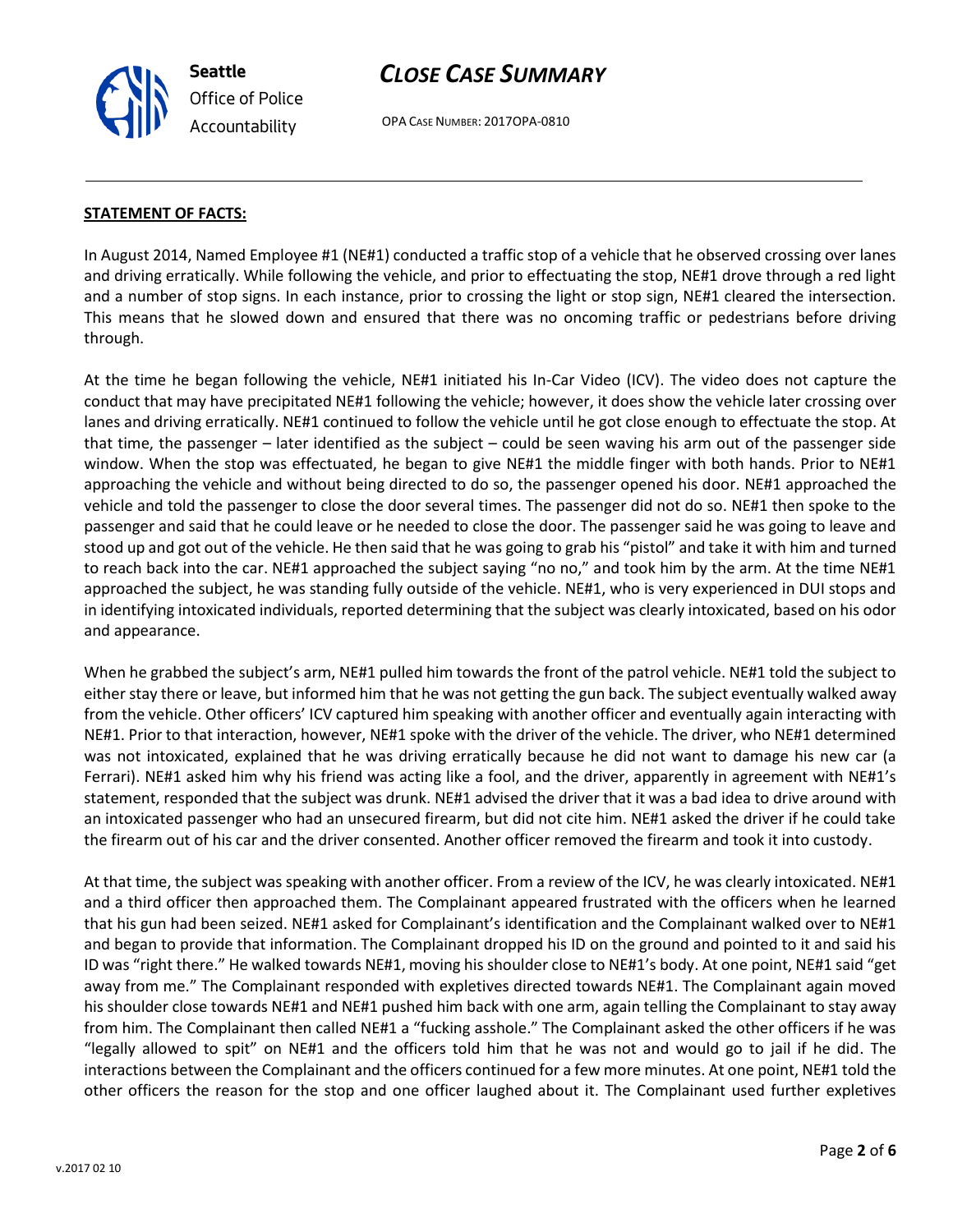**STATEMENT OF FACTS:**

In August 2014, Named Employee #1 (NE#1) conducted a traffic stop of a vehicle that he observed crossing over lanes and driving erratically. While following the vehicle, and prior to effectuating the stop, NE#1 drove through a red light and a number of stop signs. In each instance, prior to crossing the light or stop sign, NE#1 cleared the intersection. This means that he slowed down and ensured that there was no oncoming traffic or pedestrians before driving through.

At the time he began following the vehicle, NE#1 initiated his In-Car Video (ICV). The video does not capture the conduct that may have precipitated NE#1 following the vehicle; however, it does show the vehicle later crossing over lanes and driving erratically. NE#1 continued to follow the vehicle until he got close enough to effectuate the stop. At that time, the passenger – later identified as the subject – could be seen waving his arm out of the passenger side window. When the stop was effectuated, he began to give NE#1 the middle finger with both hands. Prior to NE#1 approaching the vehicle and without being directed to do so, the passenger opened his door. NE#1 approached the vehicle and told the passenger to close the door several times. The passenger did not do so. NE#1 then spoke to the passenger and said that he could leave or he needed to close the door. The passenger said he was going to leave and stood up and got out of the vehicle. He then said that he was going to grab his "pistol" and take it with him and turned to reach back into the car. NE#1 approached the subject saying "no no," and took him by the arm. At the time NE#1 approached the subject, he was standing fully outside of the vehicle. NE#1, who is very experienced in DUI stops and in identifying intoxicated individuals, reported determining that the subject was clearly intoxicated, based on his odor and appearance.

When he grabbed the subject's arm, NE#1 pulled him towards the front of the patrol vehicle. NE#1 told the subject to either stay there or leave, but informed him that he was not getting the gun back. The subject eventually walked away from the vehicle. Other officers' ICV captured him speaking with another officer and eventually again interacting with NE#1. Prior to that interaction, however, NE#1 spoke with the driver of the vehicle. The driver, who NE#1 determined was not intoxicated, explained that he was driving erratically because he did not want to damage his new car (a Ferrari). NE#1 asked him why his friend was acting like a fool, and the driver, apparently in agreement with NE#1's statement, responded that the subject was drunk. NE#1 advised the driver that it was a bad idea to drive around with an intoxicated passenger who had an unsecured firearm, but did not cite him. NE#1 asked the driver if he could take the firearm out of his car and the driver consented. Another officer removed the firearm and took it into custody.

At that time, the subject was speaking with another officer. From a review of the ICV, he was clearly intoxicated. NE#1 and a third officer then approached them. The Complainant appeared frustrated with the officers when he learned that his gun had been seized. NE#1 asked for Complainant's identification and the Complainant walked over to NE#1 and began to provide that information. The Complainant dropped his ID on the ground and pointed to it and said his ID was "right there." He walked towards NE#1, moving his shoulder close to NE#1's body. At one point, NE#1 said "get away from me." The Complainant responded with expletives directed towards NE#1. The Complainant again moved his shoulder close towards NE#1 and NE#1 pushed him back with one arm, again telling the Complainant to stay away from him. The Complainant then called NE#1 a "fucking asshole." The Complainant asked the other officers if he was "legally allowed to spit" on NE#1 and the officers told him that he was not and would go to jail if he did. The interactions between the Complainant and the officers continued for a few more minutes. At one point, NE#1 told the other officers the reason for the stop and one officer laughed about it. The Complainant used further expletives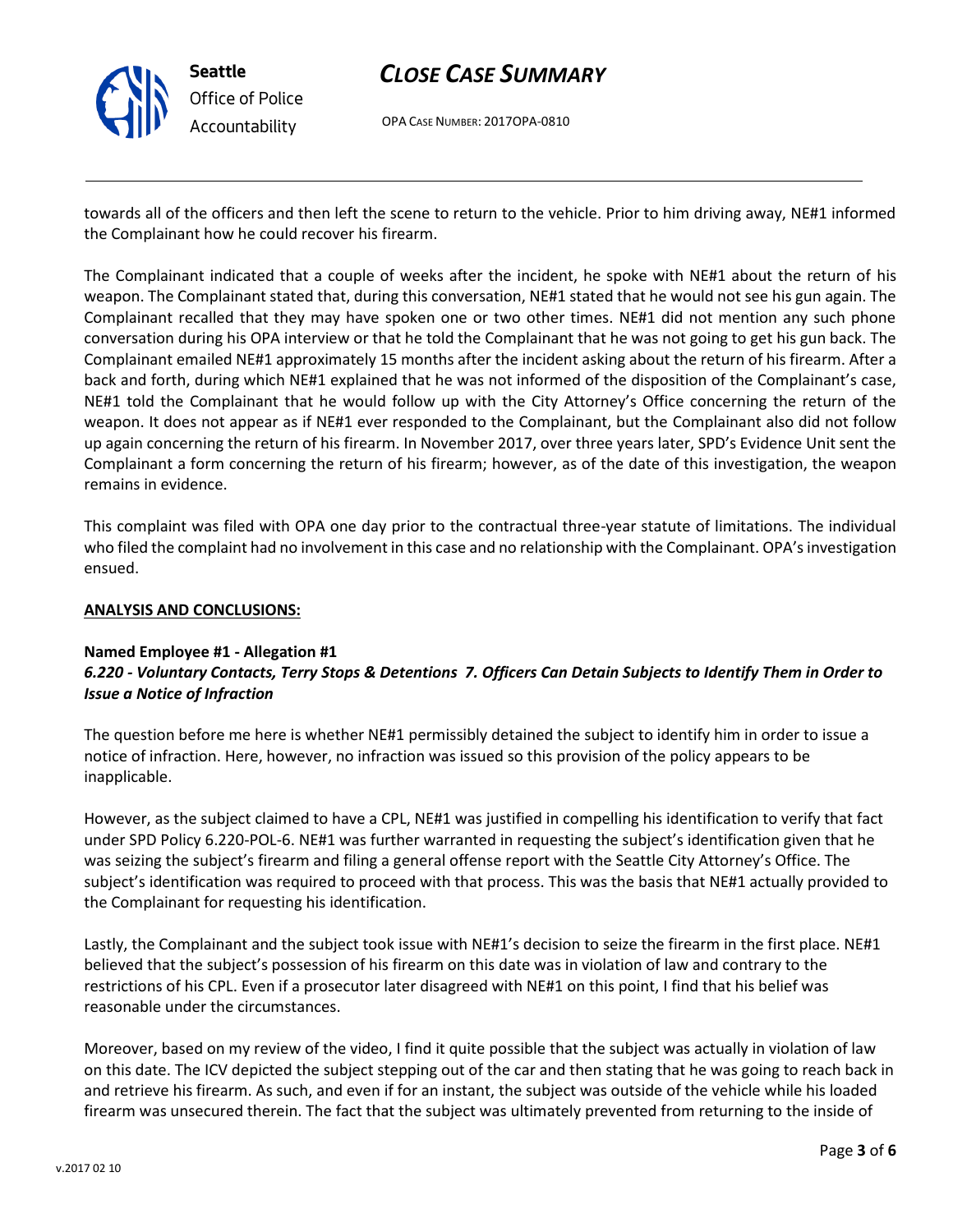towards all of the officers and then left the scene to return to the vehicle. Prior to him driving away, NE#1 informed the Complainant how he could recover his firearm.

The Complainant indicated that a couple of weeks after the incident, he spoke with NE#1 about the return of his weapon. The Complainant stated that, during this conversation, NE#1 stated that he would not see his gun again. The Complainant recalled that they may have spoken one or two other times. NE#1 did not mention any such phone conversation during his OPA interview or that he told the Complainant that he was not going to get his gun back. The Complainant emailed NE#1 approximately 15 months after the incident asking about the return of his firearm. After a back and forth, during which NE#1 explained that he was not informed of the disposition of the Complainant's case, NE#1 told the Complainant that he would follow up with the City Attorney's Office concerning the return of the weapon. It does not appear as if NE#1 ever responded to the Complainant, but the Complainant also did not follow up again concerning the return of his firearm. In November 2017, over three years later, SPD's Evidence Unit sent the Complainant a form concerning the return of his firearm; however, as of the date of this investigation, the weapon remains in evidence.

This complaint was filed with OPA one day prior to the contractual three-year statute of limitations. The individual who filed the complaint had no involvement in this case and no relationship with the Complainant. OPA's investigation ensued.

**ANALYSIS AND CONCLUSIONS:**

**Named Employee #1 - Allegation #1**
***6.220 - Voluntary Contacts, Terry Stops & Detentions 7. Officers Can Detain Subjects to Identify Them in Order to Issue a Notice of Infraction***

The question before me here is whether NE#1 permissibly detained the subject to identify him in order to issue a notice of infraction. Here, however, no infraction was issued so this provision of the policy appears to be inapplicable.

However, as the subject claimed to have a CPL, NE#1 was justified in compelling his identification to verify that fact under SPD Policy 6.220-POL-6. NE#1 was further warranted in requesting the subject's identification given that he was seizing the subject's firearm and filing a general offense report with the Seattle City Attorney's Office. The subject's identification was required to proceed with that process. This was the basis that NE#1 actually provided to the Complainant for requesting his identification.

Lastly, the Complainant and the subject took issue with NE#1's decision to seize the firearm in the first place. NE#1 believed that the subject's possession of his firearm on this date was in violation of law and contrary to the restrictions of his CPL. Even if a prosecutor later disagreed with NE#1 on this point, I find that his belief was reasonable under the circumstances.

Moreover, based on my review of the video, I find it quite possible that the subject was actually in violation of law on this date. The ICV depicted the subject stepping out of the car and then stating that he was going to reach back in and retrieve his firearm. As such, and even if for an instant, the subject was outside of the vehicle while his loaded firearm was unsecured therein. The fact that the subject was ultimately prevented from returning to the inside of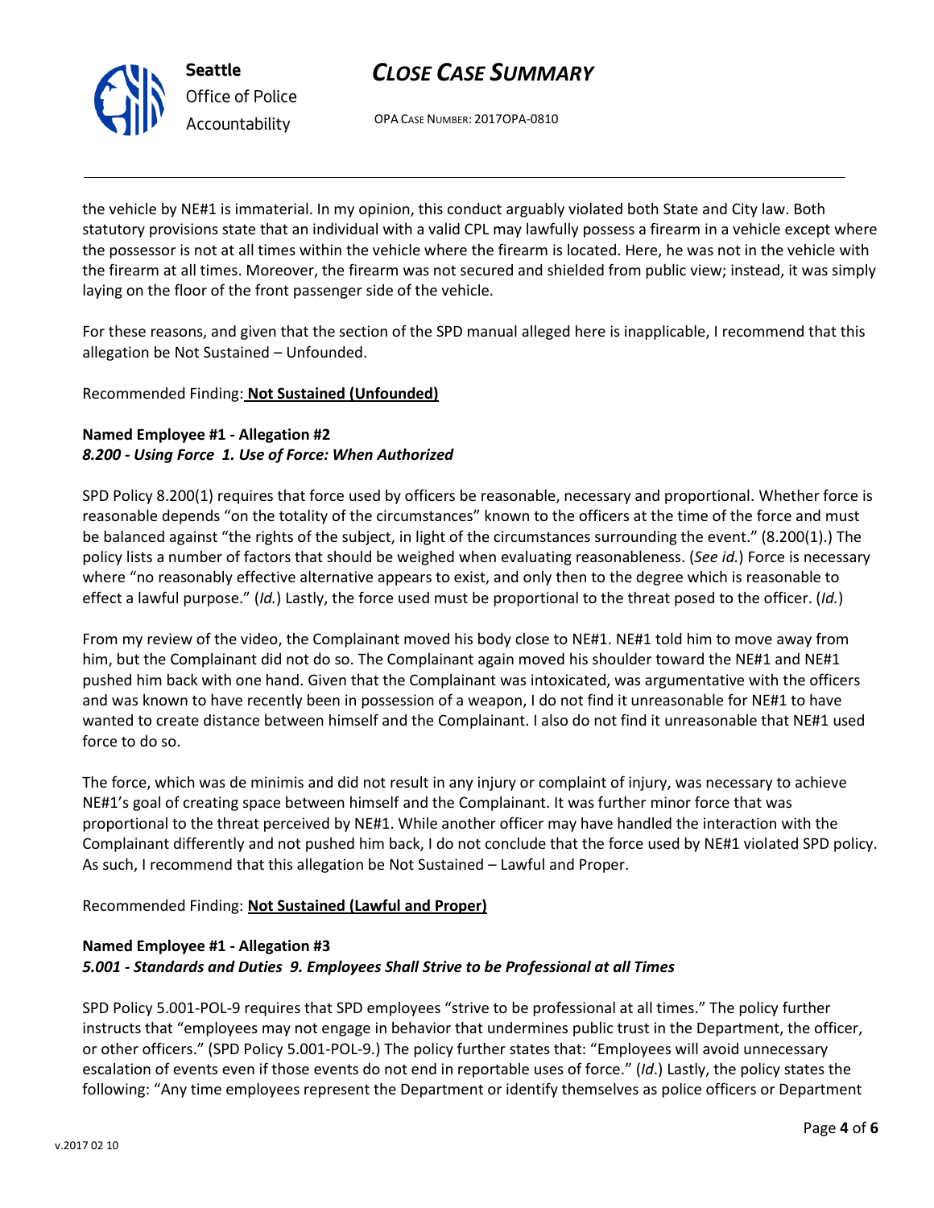the vehicle by NE#1 is immaterial. In my opinion, this conduct arguably violated both State and City law. Both statutory provisions state that an individual with a valid CPL may lawfully possess a firearm in a vehicle except where the possessor is not at all times within the vehicle where the firearm is located. Here, he was not in the vehicle with the firearm at all times. Moreover, the firearm was not secured and shielded from public view; instead, it was simply laying on the floor of the front passenger side of the vehicle.

For these reasons, and given that the section of the SPD manual alleged here is inapplicable, I recommend that this allegation be Not Sustained – Unfounded.

Recommended Finding: **Not Sustained (Unfounded)**

**Named Employee #1 - Allegation #2**
***8.200 - Using Force 1. Use of Force: When Authorized***

SPD Policy 8.200(1) requires that force used by officers be reasonable, necessary and proportional. Whether force is reasonable depends "on the totality of the circumstances" known to the officers at the time of the force and must be balanced against "the rights of the subject, in light of the circumstances surrounding the event." (8.200(1).) The policy lists a number of factors that should be weighed when evaluating reasonableness. (*See id.*) Force is necessary where "no reasonably effective alternative appears to exist, and only then to the degree which is reasonable to effect a lawful purpose." (*Id.*) Lastly, the force used must be proportional to the threat posed to the officer. (*Id.*)

From my review of the video, the Complainant moved his body close to NE#1. NE#1 told him to move away from him, but the Complainant did not do so. The Complainant again moved his shoulder toward the NE#1 and NE#1 pushed him back with one hand. Given that the Complainant was intoxicated, was argumentative with the officers and was known to have recently been in possession of a weapon, I do not find it unreasonable for NE#1 to have wanted to create distance between himself and the Complainant. I also do not find it unreasonable that NE#1 used force to do so.

The force, which was de minimis and did not result in any injury or complaint of injury, was necessary to achieve NE#1's goal of creating space between himself and the Complainant. It was further minor force that was proportional to the threat perceived by NE#1. While another officer may have handled the interaction with the Complainant differently and not pushed him back, I do not conclude that the force used by NE#1 violated SPD policy. As such, I recommend that this allegation be Not Sustained – Lawful and Proper.

Recommended Finding: **Not Sustained (Lawful and Proper)**

**Named Employee #1 - Allegation #3**
***5.001 - Standards and Duties 9. Employees Shall Strive to be Professional at all Times***

SPD Policy 5.001-POL-9 requires that SPD employees "strive to be professional at all times." The policy further instructs that "employees may not engage in behavior that undermines public trust in the Department, the officer, or other officers." (SPD Policy 5.001-POL-9.) The policy further states that: "Employees will avoid unnecessary escalation of events even if those events do not end in reportable uses of force." (*Id.*) Lastly, the policy states the following: "Any time employees represent the Department or identify themselves as police officers or Department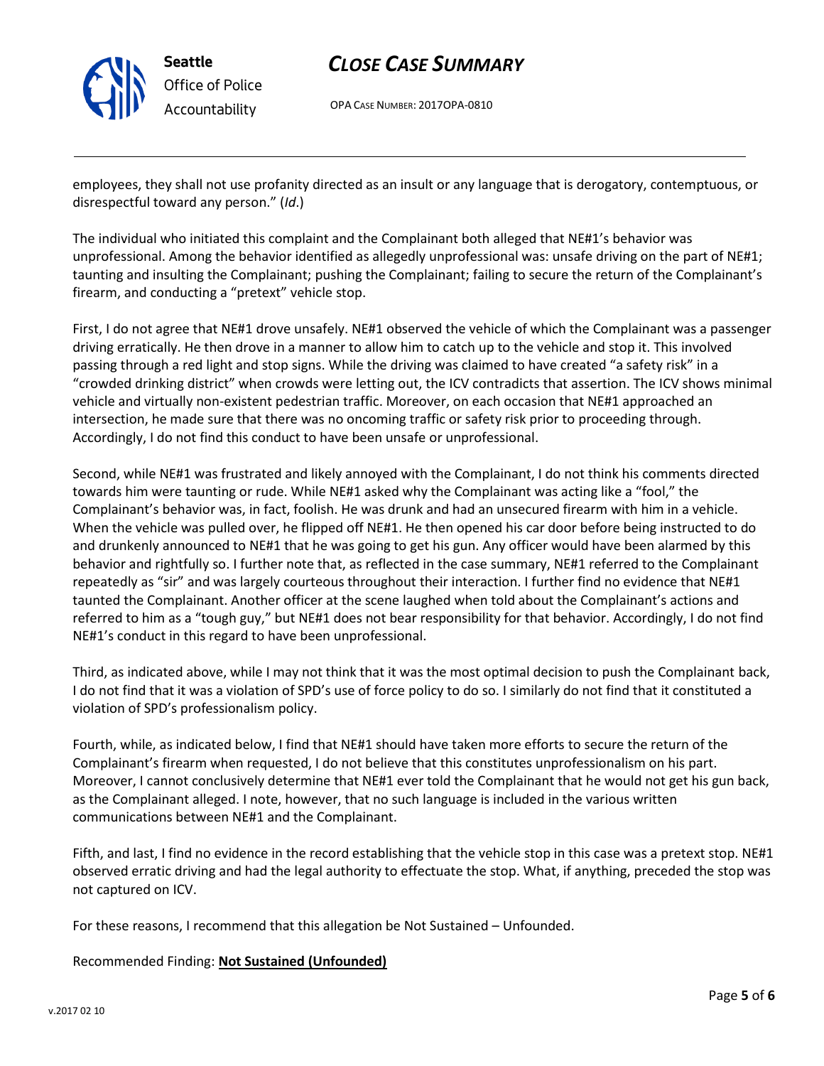employees, they shall not use profanity directed as an insult or any language that is derogatory, contemptuous, or disrespectful toward any person." (*Id*.)

The individual who initiated this complaint and the Complainant both alleged that NE#1's behavior was unprofessional. Among the behavior identified as allegedly unprofessional was: unsafe driving on the part of NE#1; taunting and insulting the Complainant; pushing the Complainant; failing to secure the return of the Complainant's firearm, and conducting a "pretext" vehicle stop.

First, I do not agree that NE#1 drove unsafely. NE#1 observed the vehicle of which the Complainant was a passenger driving erratically. He then drove in a manner to allow him to catch up to the vehicle and stop it. This involved passing through a red light and stop signs. While the driving was claimed to have created "a safety risk" in a "crowded drinking district" when crowds were letting out, the ICV contradicts that assertion. The ICV shows minimal vehicle and virtually non-existent pedestrian traffic. Moreover, on each occasion that NE#1 approached an intersection, he made sure that there was no oncoming traffic or safety risk prior to proceeding through. Accordingly, I do not find this conduct to have been unsafe or unprofessional.

Second, while NE#1 was frustrated and likely annoyed with the Complainant, I do not think his comments directed towards him were taunting or rude. While NE#1 asked why the Complainant was acting like a "fool," the Complainant's behavior was, in fact, foolish. He was drunk and had an unsecured firearm with him in a vehicle. When the vehicle was pulled over, he flipped off NE#1. He then opened his car door before being instructed to do and drunkenly announced to NE#1 that he was going to get his gun. Any officer would have been alarmed by this behavior and rightfully so. I further note that, as reflected in the case summary, NE#1 referred to the Complainant repeatedly as "sir" and was largely courteous throughout their interaction. I further find no evidence that NE#1 taunted the Complainant. Another officer at the scene laughed when told about the Complainant's actions and referred to him as a "tough guy," but NE#1 does not bear responsibility for that behavior. Accordingly, I do not find NE#1's conduct in this regard to have been unprofessional.

Third, as indicated above, while I may not think that it was the most optimal decision to push the Complainant back, I do not find that it was a violation of SPD's use of force policy to do so. I similarly do not find that it constituted a violation of SPD's professionalism policy.

Fourth, while, as indicated below, I find that NE#1 should have taken more efforts to secure the return of the Complainant's firearm when requested, I do not believe that this constitutes unprofessionalism on his part. Moreover, I cannot conclusively determine that NE#1 ever told the Complainant that he would not get his gun back, as the Complainant alleged. I note, however, that no such language is included in the various written communications between NE#1 and the Complainant.

Fifth, and last, I find no evidence in the record establishing that the vehicle stop in this case was a pretext stop. NE#1 observed erratic driving and had the legal authority to effectuate the stop. What, if anything, preceded the stop was not captured on ICV.

For these reasons, I recommend that this allegation be Not Sustained – Unfounded.

Recommended Finding: **Not Sustained (Unfounded)**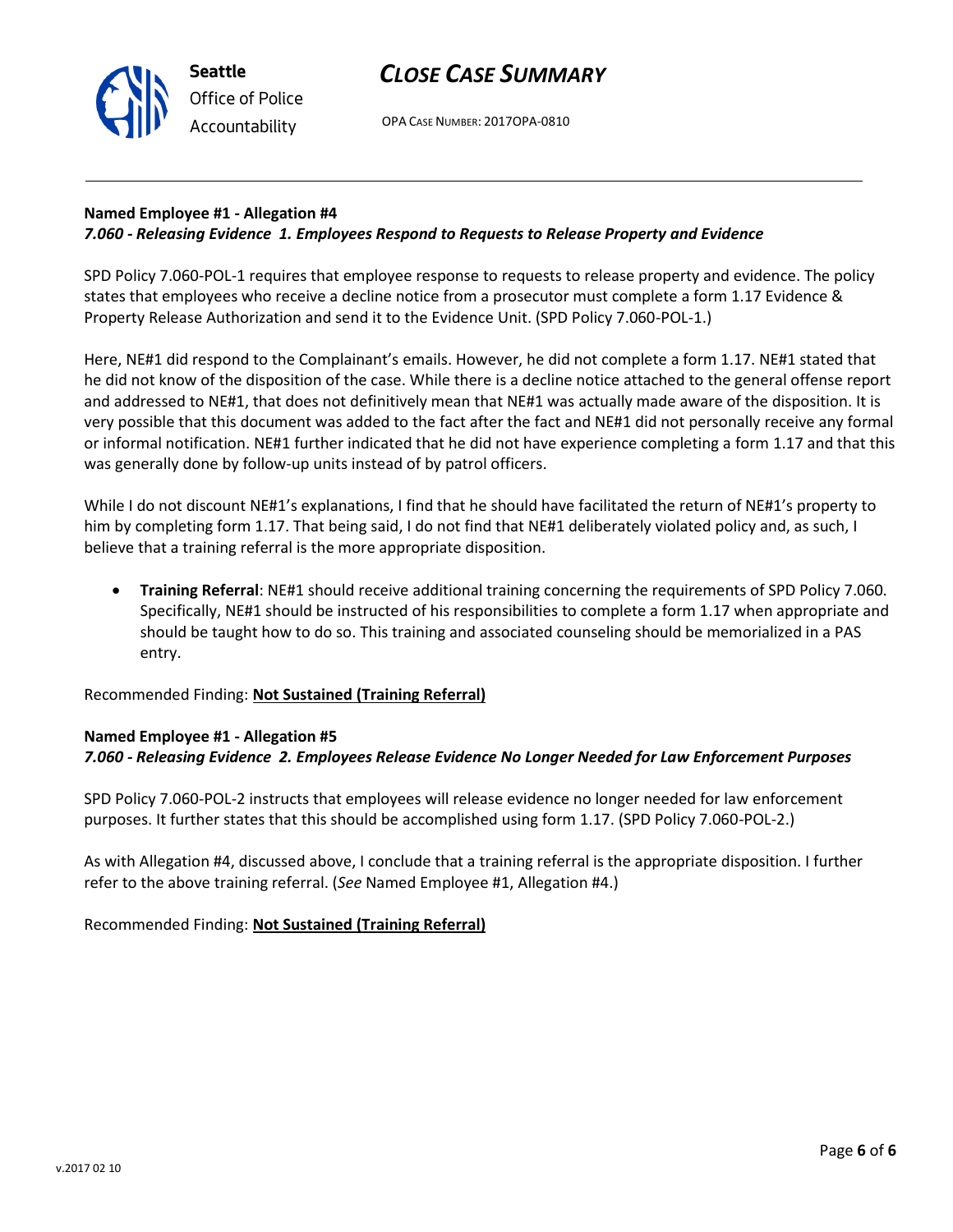**Named Employee #1 - Allegation #4**
***7.060 - Releasing Evidence 1. Employees Respond to Requests to Release Property and Evidence***

SPD Policy 7.060-POL-1 requires that employee response to requests to release property and evidence. The policy states that employees who receive a decline notice from a prosecutor must complete a form 1.17 Evidence & Property Release Authorization and send it to the Evidence Unit. (SPD Policy 7.060-POL-1.)

Here, NE#1 did respond to the Complainant's emails. However, he did not complete a form 1.17. NE#1 stated that he did not know of the disposition of the case. While there is a decline notice attached to the general offense report and addressed to NE#1, that does not definitively mean that NE#1 was actually made aware of the disposition. It is very possible that this document was added to the fact after the fact and NE#1 did not personally receive any formal or informal notification. NE#1 further indicated that he did not have experience completing a form 1.17 and that this was generally done by follow-up units instead of by patrol officers.

While I do not discount NE#1's explanations, I find that he should have facilitated the return of NE#1's property to him by completing form 1.17. That being said, I do not find that NE#1 deliberately violated policy and, as such, I believe that a training referral is the more appropriate disposition.

- **Training Referral**: NE#1 should receive additional training concerning the requirements of SPD Policy 7.060. Specifically, NE#1 should be instructed of his responsibilities to complete a form 1.17 when appropriate and should be taught how to do so. This training and associated counseling should be memorialized in a PAS entry.

Recommended Finding: **Not Sustained (Training Referral)**

**Named Employee #1 - Allegation #5**
***7.060 - Releasing Evidence 2. Employees Release Evidence No Longer Needed for Law Enforcement Purposes***

SPD Policy 7.060-POL-2 instructs that employees will release evidence no longer needed for law enforcement purposes. It further states that this should be accomplished using form 1.17. (SPD Policy 7.060-POL-2.)

As with Allegation #4, discussed above, I conclude that a training referral is the appropriate disposition. I further refer to the above training referral. (*See* Named Employee #1, Allegation #4.)

Recommended Finding: **Not Sustained (Training Referral)**